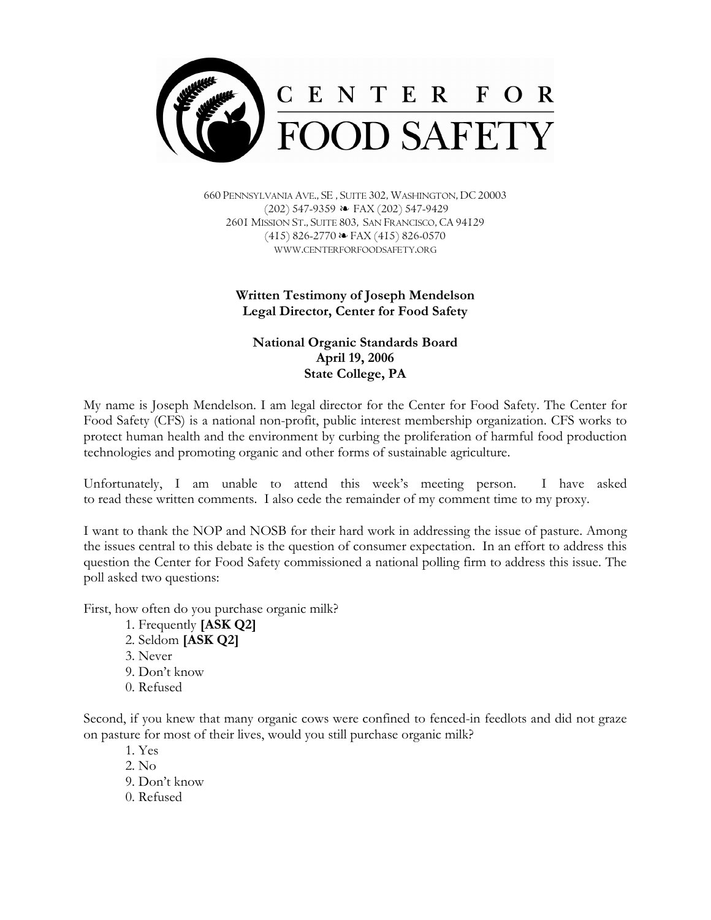# CENTER FOR FOOD SAFETY

660 PENNSYLVANIA AVE., SE , SUITE 302, WASHINGTON, DC 20003
(202) 547-9359 ❧ FAX (202) 547-9429
2601 MISSION ST., SUITE 803, SAN FRANCISCO, CA 94129
(415) 826-2770 ❧ FAX (415) 826-0570
WWW.CENTERFORFOODSAFETY.ORG

**Written Testimony of Joseph Mendelson**
**Legal Director, Center for Food Safety**

**National Organic Standards Board**
**April 19, 2006**
**State College, PA**

My name is Joseph Mendelson. I am legal director for the Center for Food Safety. The Center for Food Safety (CFS) is a national non-profit, public interest membership organization. CFS works to protect human health and the environment by curbing the proliferation of harmful food production technologies and promoting organic and other forms of sustainable agriculture.

Unfortunately, I am unable to attend this week's meeting person. I have asked to read these written comments. I also cede the remainder of my comment time to my proxy.

I want to thank the NOP and NOSB for their hard work in addressing the issue of pasture. Among the issues central to this debate is the question of consumer expectation. In an effort to address this question the Center for Food Safety commissioned a national polling firm to address this issue. The poll asked two questions:

First, how often do you purchase organic milk?

1. Frequently **[ASK Q2]**
2. Seldom **[ASK Q2]**
3. Never
9. Don't know
0. Refused

Second, if you knew that many organic cows were confined to fenced-in feedlots and did not graze on pasture for most of their lives, would you still purchase organic milk?

1. Yes
2. No
9. Don't know
0. Refused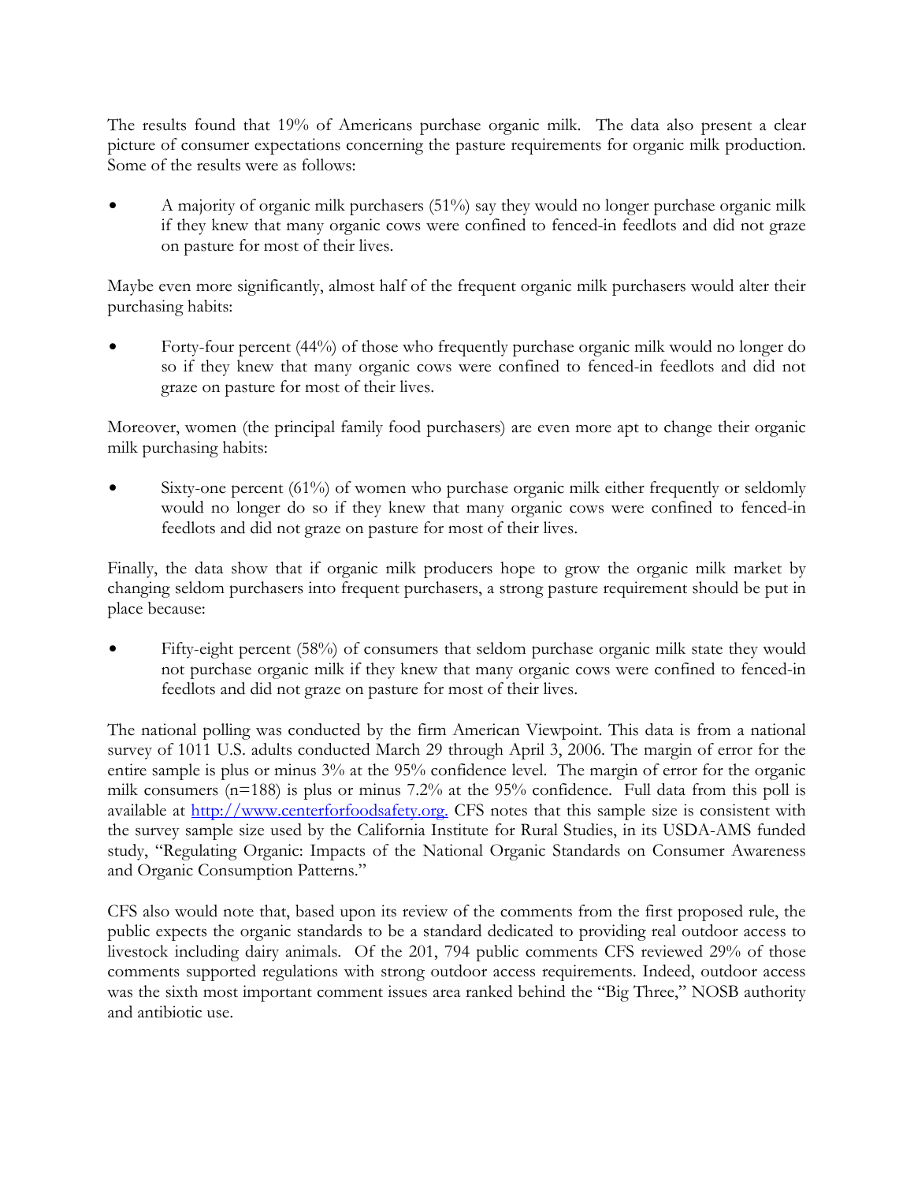The results found that 19% of Americans purchase organic milk. The data also present a clear picture of consumer expectations concerning the pasture requirements for organic milk production. Some of the results were as follows:

- A majority of organic milk purchasers (51%) say they would no longer purchase organic milk if they knew that many organic cows were confined to fenced-in feedlots and did not graze on pasture for most of their lives.

Maybe even more significantly, almost half of the frequent organic milk purchasers would alter their purchasing habits:

- Forty-four percent (44%) of those who frequently purchase organic milk would no longer do so if they knew that many organic cows were confined to fenced-in feedlots and did not graze on pasture for most of their lives.

Moreover, women (the principal family food purchasers) are even more apt to change their organic milk purchasing habits:

- Sixty-one percent (61%) of women who purchase organic milk either frequently or seldomly would no longer do so if they knew that many organic cows were confined to fenced-in feedlots and did not graze on pasture for most of their lives.

Finally, the data show that if organic milk producers hope to grow the organic milk market by changing seldom purchasers into frequent purchasers, a strong pasture requirement should be put in place because:

- Fifty-eight percent (58%) of consumers that seldom purchase organic milk state they would not purchase organic milk if they knew that many organic cows were confined to fenced-in feedlots and did not graze on pasture for most of their lives.

The national polling was conducted by the firm American Viewpoint. This data is from a national survey of 1011 U.S. adults conducted March 29 through April 3, 2006. The margin of error for the entire sample is plus or minus 3% at the 95% confidence level. The margin of error for the organic milk consumers (n=188) is plus or minus 7.2% at the 95% confidence. Full data from this poll is available at http://www.centerforfoodsafety.org. CFS notes that this sample size is consistent with the survey sample size used by the California Institute for Rural Studies, in its USDA-AMS funded study, "Regulating Organic: Impacts of the National Organic Standards on Consumer Awareness and Organic Consumption Patterns."

CFS also would note that, based upon its review of the comments from the first proposed rule, the public expects the organic standards to be a standard dedicated to providing real outdoor access to livestock including dairy animals. Of the 201, 794 public comments CFS reviewed 29% of those comments supported regulations with strong outdoor access requirements. Indeed, outdoor access was the sixth most important comment issues area ranked behind the "Big Three," NOSB authority and antibiotic use.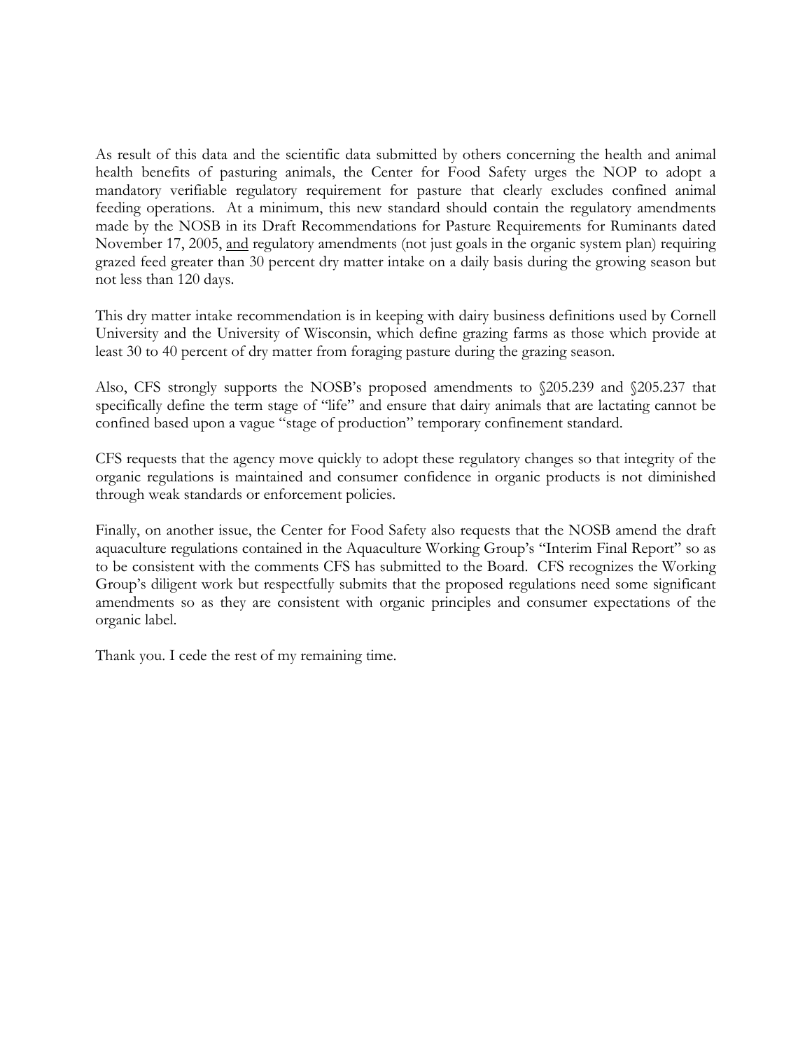As result of this data and the scientific data submitted by others concerning the health and animal health benefits of pasturing animals, the Center for Food Safety urges the NOP to adopt a mandatory verifiable regulatory requirement for pasture that clearly excludes confined animal feeding operations. At a minimum, this new standard should contain the regulatory amendments made by the NOSB in its Draft Recommendations for Pasture Requirements for Ruminants dated November 17, 2005, <u>and</u> regulatory amendments (not just goals in the organic system plan) requiring grazed feed greater than 30 percent dry matter intake on a daily basis during the growing season but not less than 120 days.

This dry matter intake recommendation is in keeping with dairy business definitions used by Cornell University and the University of Wisconsin, which define grazing farms as those which provide at least 30 to 40 percent of dry matter from foraging pasture during the grazing season.

Also, CFS strongly supports the NOSB's proposed amendments to §205.239 and §205.237 that specifically define the term stage of "life" and ensure that dairy animals that are lactating cannot be confined based upon a vague "stage of production" temporary confinement standard.

CFS requests that the agency move quickly to adopt these regulatory changes so that integrity of the organic regulations is maintained and consumer confidence in organic products is not diminished through weak standards or enforcement policies.

Finally, on another issue, the Center for Food Safety also requests that the NOSB amend the draft aquaculture regulations contained in the Aquaculture Working Group's "Interim Final Report" so as to be consistent with the comments CFS has submitted to the Board. CFS recognizes the Working Group's diligent work but respectfully submits that the proposed regulations need some significant amendments so as they are consistent with organic principles and consumer expectations of the organic label.

Thank you. I cede the rest of my remaining time.